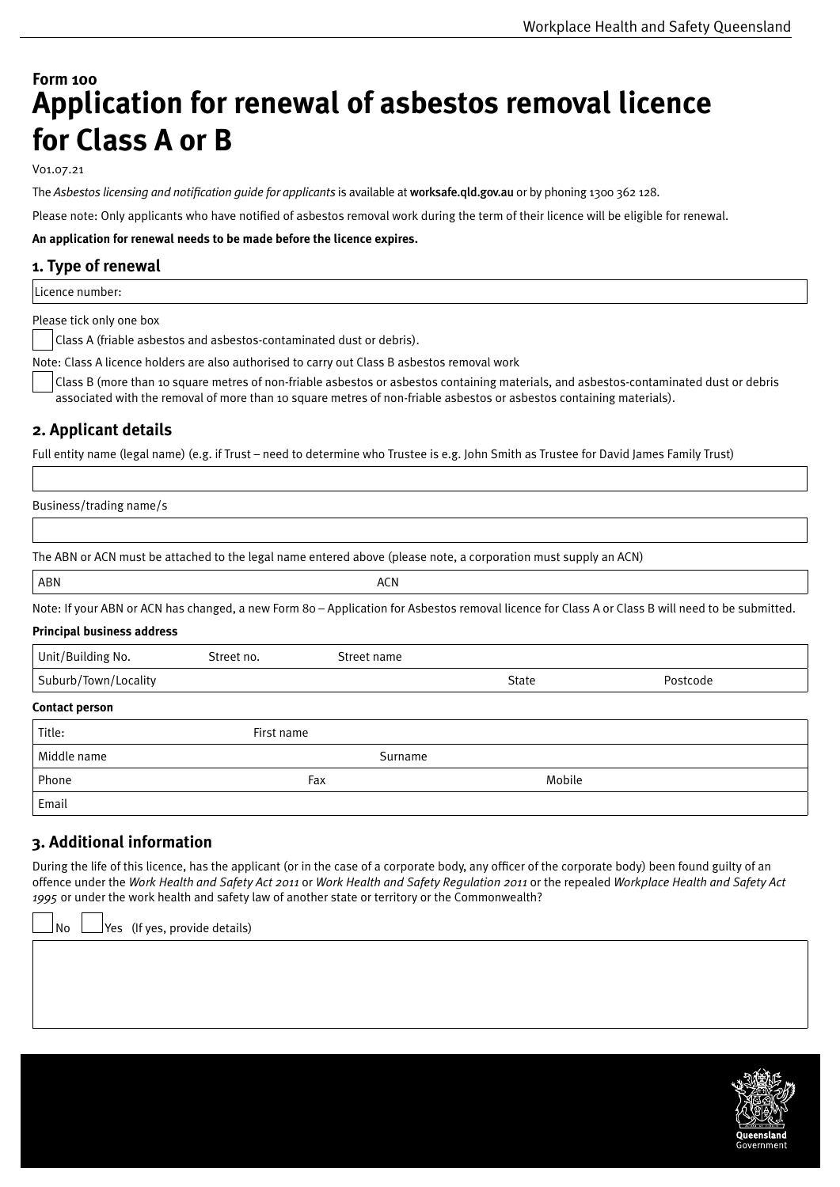# Form 100
# Application for renewal of asbestos removal licence for Class A or B

V01.07.21

The *Asbestos licensing and notification guide for applicants* is available at **worksafe.qld.gov.au** or by phoning 1300 362 128.

Please note: Only applicants who have notified of asbestos removal work during the term of their licence will be eligible for renewal.

**An application for renewal needs to be made before the licence expires.**

## 1. Type of renewal

Licence number:

Please tick only one box

☐ Class A (friable asbestos and asbestos-contaminated dust or debris).

Note: Class A licence holders are also authorised to carry out Class B asbestos removal work

☐ Class B (more than 10 square metres of non-friable asbestos or asbestos containing materials, and asbestos-contaminated dust or debris associated with the removal of more than 10 square metres of non-friable asbestos or asbestos containing materials).

## 2. Applicant details

Full entity name (legal name) (e.g. if Trust – need to determine who Trustee is e.g. John Smith as Trustee for David James Family Trust)

Business/trading name/s

The ABN or ACN must be attached to the legal name entered above (please note, a corporation must supply an ACN)

| ABN | ACN |
|---|---|

Note: If your ABN or ACN has changed, a new Form 80 – Application for Asbestos removal licence for Class A or Class B will need to be submitted.

**Principal business address**

| Unit/Building No. | Street no. | Street name |
|---|---|---|
| Suburb/Town/Locality | State | Postcode |

**Contact person**

| Title: | First name | |
|---|---|---|
| Middle name | Surname | |
| Phone | Fax | Mobile |
| Email | | |

## 3. Additional information

During the life of this licence, has the applicant (or in the case of a corporate body, any officer of the corporate body) been found guilty of an offence under the *Work Health and Safety Act 2011* or *Work Health and Safety Regulation 2011* or the repealed *Workplace Health and Safety Act 1995* or under the work health and safety law of another state or territory or the Commonwealth?

☐ No ☐ Yes (If yes, provide details)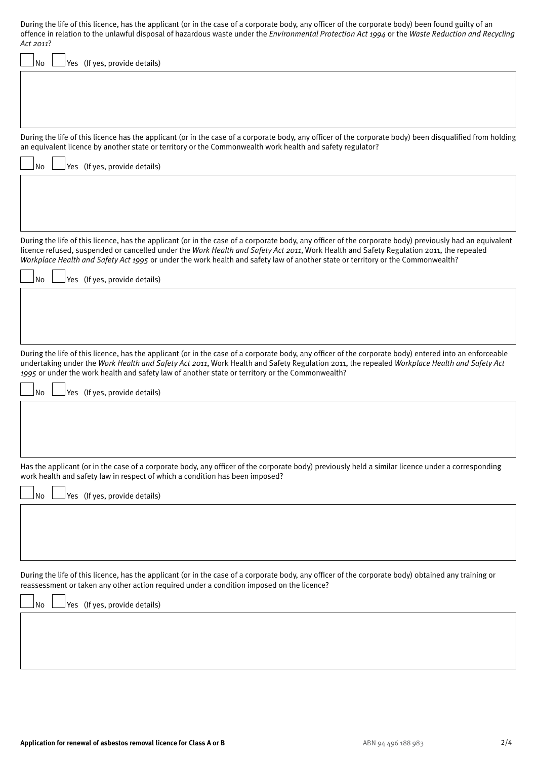During the life of this licence, has the applicant (or in the case of a corporate body, any officer of the corporate body) been found guilty of an offence in relation to the unlawful disposal of hazardous waste under the *Environmental Protection Act 1994* or the *Waste Reduction and Recycling Act 2011*?

☐ No ☐ Yes (If yes, provide details)

During the life of this licence has the applicant (or in the case of a corporate body, any officer of the corporate body) been disqualified from holding an equivalent licence by another state or territory or the Commonwealth work health and safety regulator?

☐ No ☐ Yes (If yes, provide details)

During the life of this licence, has the applicant (or in the case of a corporate body, any officer of the corporate body) previously had an equivalent licence refused, suspended or cancelled under the *Work Health and Safety Act 2011*, Work Health and Safety Regulation 2011, the repealed *Workplace Health and Safety Act 1995* or under the work health and safety law of another state or territory or the Commonwealth?

☐ No ☐ Yes (If yes, provide details)

During the life of this licence, has the applicant (or in the case of a corporate body, any officer of the corporate body) entered into an enforceable undertaking under the *Work Health and Safety Act 2011*, Work Health and Safety Regulation 2011, the repealed *Workplace Health and Safety Act 1995* or under the work health and safety law of another state or territory or the Commonwealth?

☐ No ☐ Yes (If yes, provide details)

Has the applicant (or in the case of a corporate body, any officer of the corporate body) previously held a similar licence under a corresponding work health and safety law in respect of which a condition has been imposed?

☐ No ☐ Yes (If yes, provide details)

During the life of this licence, has the applicant (or in the case of a corporate body, any officer of the corporate body) obtained any training or reassessment or taken any other action required under a condition imposed on the licence?

☐ No ☐ Yes (If yes, provide details)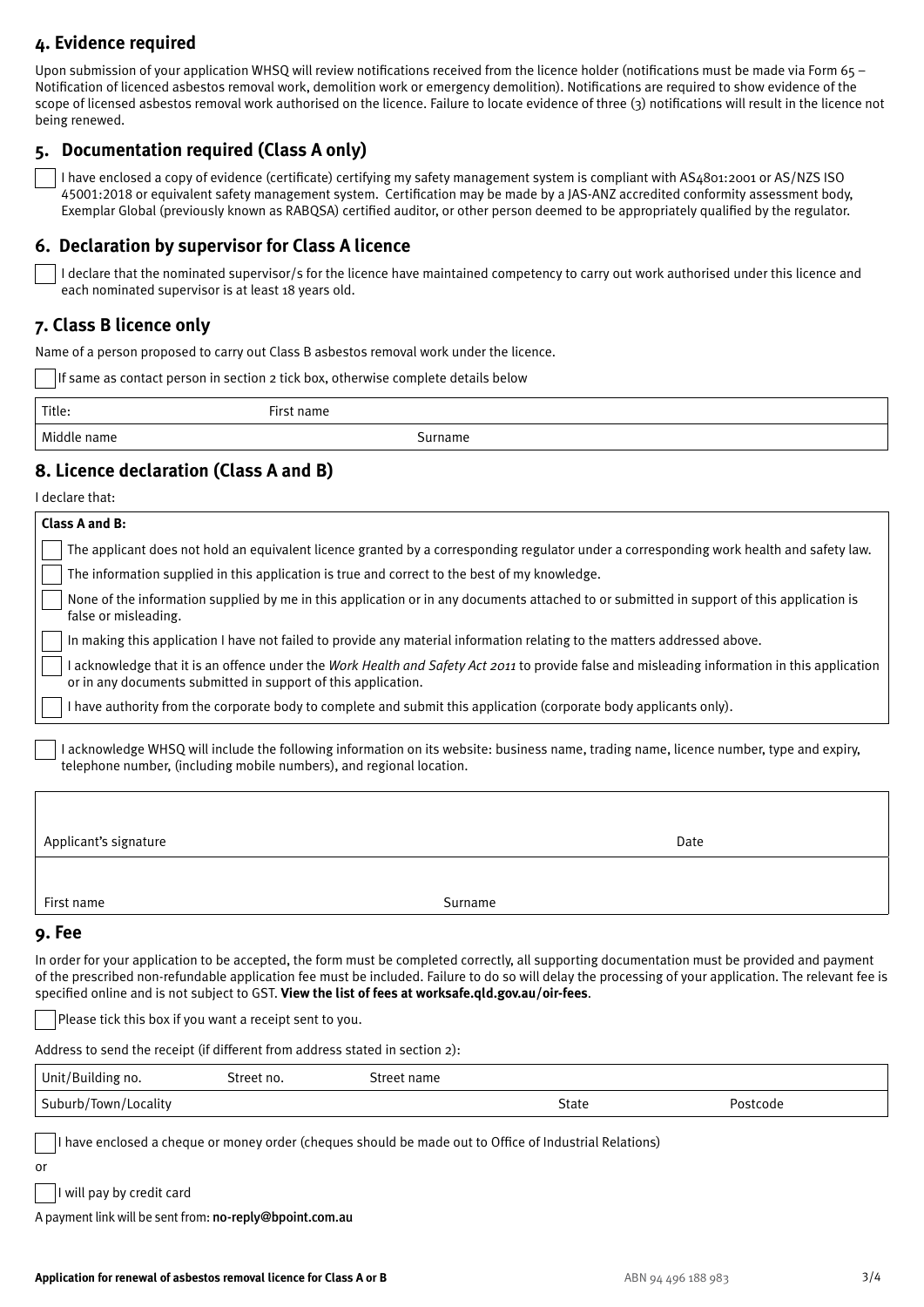## 4. Evidence required

Upon submission of your application WHSQ will review notifications received from the licence holder (notifications must be made via Form 65 – Notification of licenced asbestos removal work, demolition work or emergency demolition). Notifications are required to show evidence of the scope of licensed asbestos removal work authorised on the licence. Failure to locate evidence of three (3) notifications will result in the licence not being renewed.

## 5. Documentation required (Class A only)

☐ I have enclosed a copy of evidence (certificate) certifying my safety management system is compliant with AS4801:2001 or AS/NZS ISO 45001:2018 or equivalent safety management system. Certification may be made by a JAS-ANZ accredited conformity assessment body, Exemplar Global (previously known as RABQSA) certified auditor, or other person deemed to be appropriately qualified by the regulator.

## 6. Declaration by supervisor for Class A licence

☐ I declare that the nominated supervisor/s for the licence have maintained competency to carry out work authorised under this licence and each nominated supervisor is at least 18 years old.

## 7. Class B licence only

Name of a person proposed to carry out Class B asbestos removal work under the licence.

☐ If same as contact person in section 2 tick box, otherwise complete details below

| Title: | First name |
|---|---|
| Middle name | Surname |

## 8. Licence declaration (Class A and B)

I declare that:

**Class A and B:**

☐ The applicant does not hold an equivalent licence granted by a corresponding regulator under a corresponding work health and safety law.

☐ The information supplied in this application is true and correct to the best of my knowledge.

☐ None of the information supplied by me in this application or in any documents attached to or submitted in support of this application is false or misleading.

☐ In making this application I have not failed to provide any material information relating to the matters addressed above.

☐ I acknowledge that it is an offence under the *Work Health and Safety Act 2011* to provide false and misleading information in this application or in any documents submitted in support of this application.

☐ I have authority from the corporate body to complete and submit this application (corporate body applicants only).

☐ I acknowledge WHSQ will include the following information on its website: business name, trading name, licence number, type and expiry, telephone number, (including mobile numbers), and regional location.

| Applicant's signature | Date |
|---|---|
| First name | Surname |

## 9. Fee

In order for your application to be accepted, the form must be completed correctly, all supporting documentation must be provided and payment of the prescribed non-refundable application fee must be included. Failure to do so will delay the processing of your application. The relevant fee is specified online and is not subject to GST. **View the list of fees at worksafe.qld.gov.au/oir-fees**.

☐ Please tick this box if you want a receipt sent to you.

Address to send the receipt (if different from address stated in section 2):

| Unit/Building no. | Street no. | Street name | | |
|---|---|---|---|---|
| Suburb/Town/Locality | | | State | Postcode |

☐ I have enclosed a cheque or money order (cheques should be made out to Office of Industrial Relations)

or

☐ I will pay by credit card

A payment link will be sent from: **no-reply@bpoint.com.au**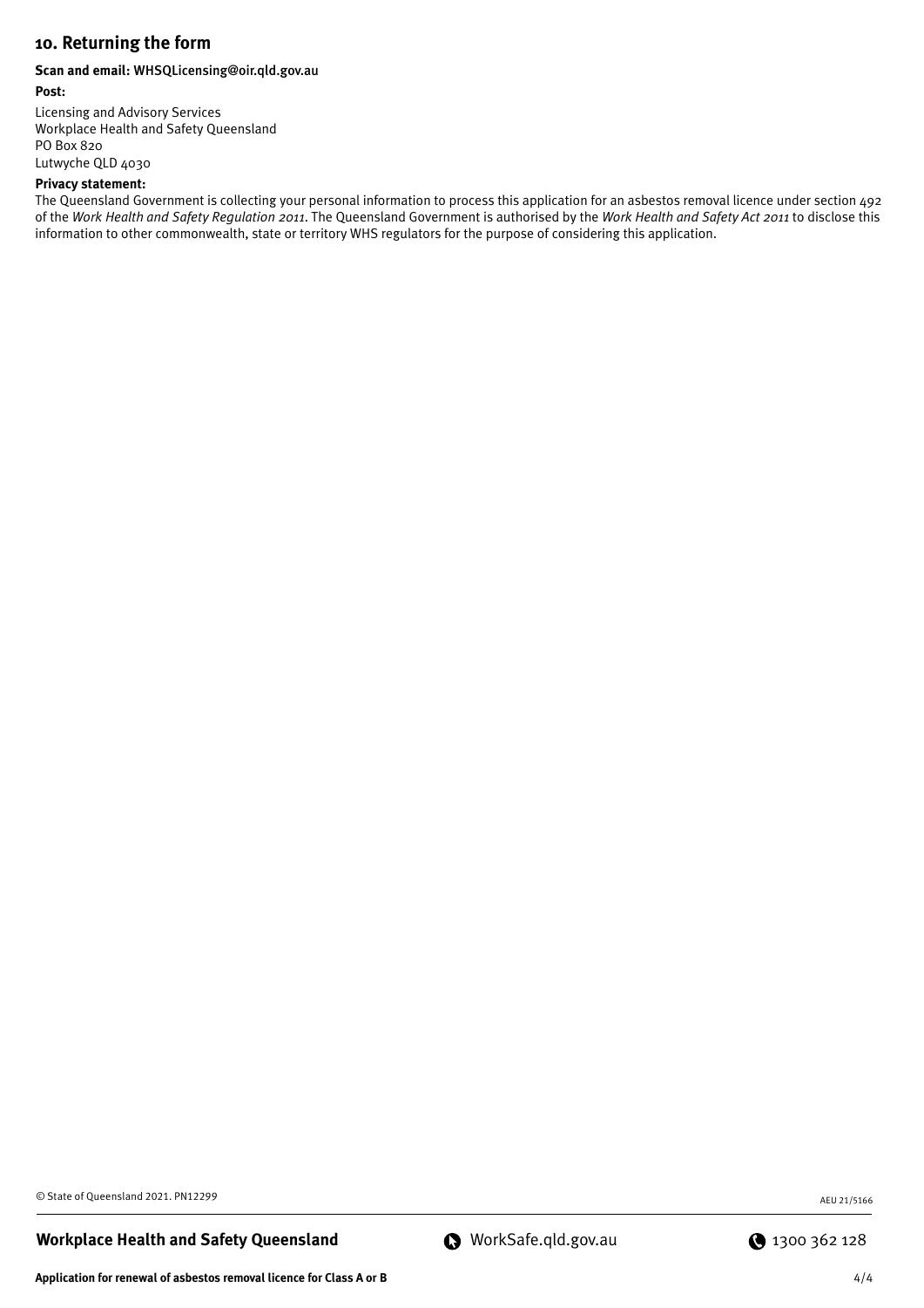## 10. Returning the form

**Scan and email:** WHSQLicensing@oir.qld.gov.au

**Post:**

Licensing and Advisory Services
Workplace Health and Safety Queensland
PO Box 820
Lutwyche QLD 4030

**Privacy statement:**

The Queensland Government is collecting your personal information to process this application for an asbestos removal licence under section 492 of the *Work Health and Safety Regulation 2011*. The Queensland Government is authorised by the *Work Health and Safety Act 2011* to disclose this information to other commonwealth, state or territory WHS regulators for the purpose of considering this application.

© State of Queensland 2021. PN12299

AEU 21/5166